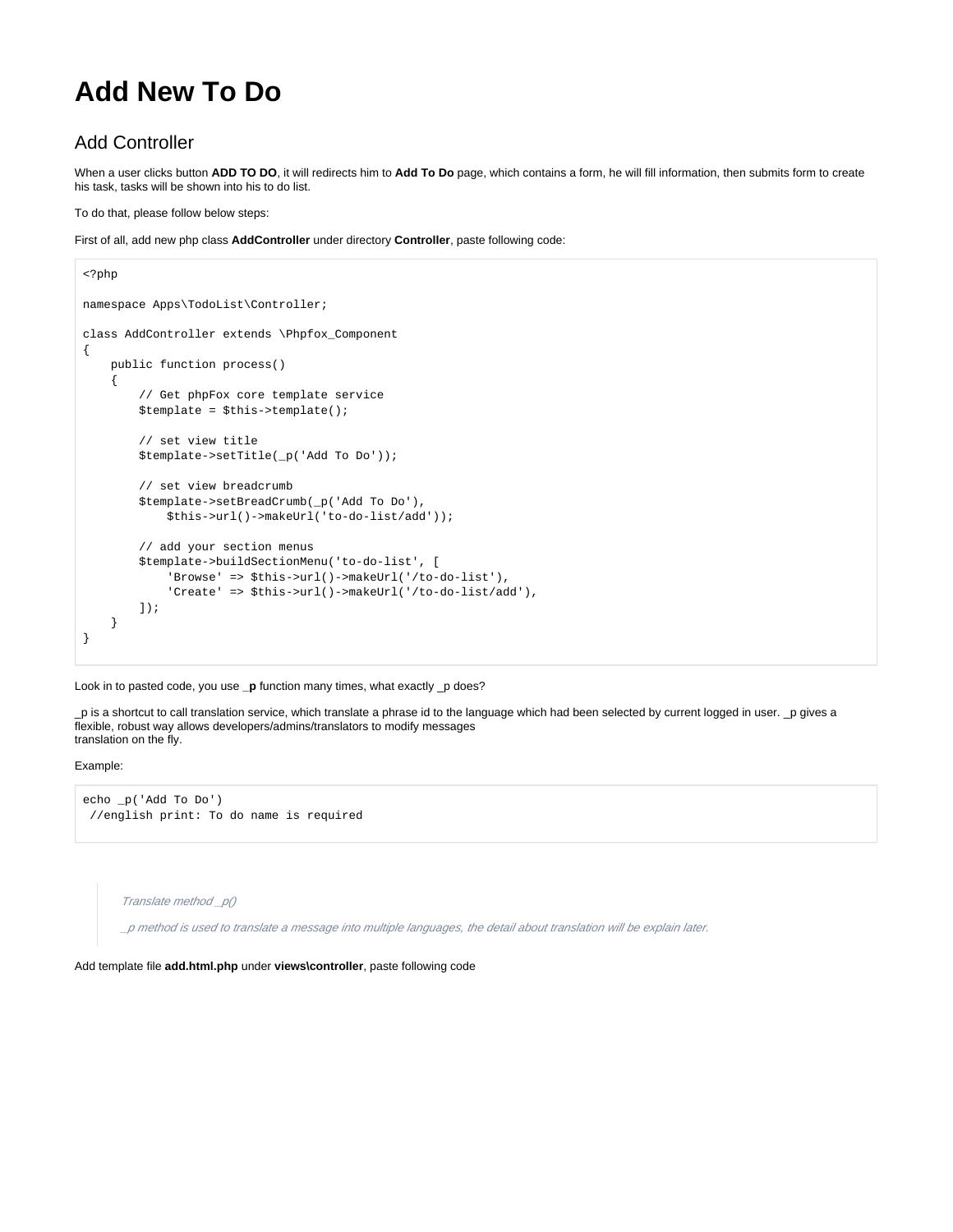# Add New To Do

## Add Controller

When a user clicks button **ADD TO DO**, it will redirects him to **Add To Do** page, which contains a form, he will fill information, then submits form to create his task, tasks will be shown into his to do list.

To do that, please follow below steps:

First of all, add new php class **AddController** under directory **Controller**, paste following code:

```
<?php

namespace Apps\TodoList\Controller;

class AddController extends \Phpfox_Component
{
    public function process()
    {
        // Get phpFox core template service
        $template = $this->template();

        // set view title
        $template->setTitle(_p('Add To Do'));

        // set view breadcrumb
        $template->setBreadCrumb(_p('Add To Do'),
            $this->url()->makeUrl('to-do-list/add'));

        // add your section menus
        $template->buildSectionMenu('to-do-list', [
            'Browse' => $this->url()->makeUrl('/to-do-list'),
            'Create' => $this->url()->makeUrl('/to-do-list/add'),
        ]);
    }
}
```

Look in to pasted code, you use **_p** function many times, what exactly _p does?

_p is a shortcut to call translation service, which translate a phrase id to the language which had been selected by current logged in user. _p gives a flexible, robust way allows developers/admins/translators to modify messages
translation on the fly.

Example:

```
echo _p('Add To Do')
 //english print: To do name is required
```

> *Translate method _p()*
>
> *_p method is used to translate a message into multiple languages, the detail about translation will be explain later.*

Add template file **add.html.php** under **views\controller**, paste following code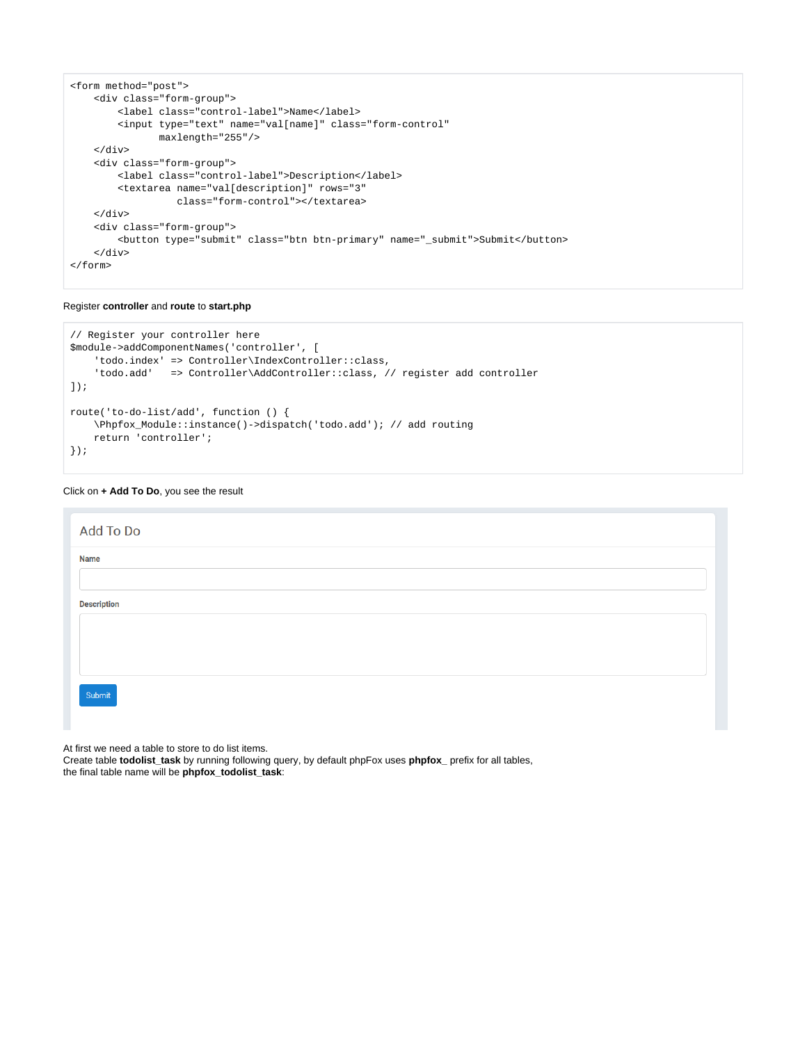```
<form method="post">
    <div class="form-group">
        <label class="control-label">Name</label>
        <input type="text" name="val[name]" class="form-control"
               maxlength="255"/>
    </div>
    <div class="form-group">
        <label class="control-label">Description</label>
        <textarea name="val[description]" rows="3"
                  class="form-control"></textarea>
    </div>
    <div class="form-group">
        <button type="submit" class="btn btn-primary" name="_submit">Submit</button>
    </div>
</form>
```

Register **controller** and **route** to **start.php**

```
// Register your controller here
$module->addComponentNames('controller', [
    'todo.index' => Controller\IndexController::class,
    'todo.add'   => Controller\AddController::class, // register add controller
]);

route('to-do-list/add', function () {
    \Phpfox_Module::instance()->dispatch('todo.add'); // add routing
    return 'controller';
});
```

Click on **+ Add To Do**, you see the result

Add To Do

Name

Description

Submit

At first we need a table to store to do list items.
Create table **todolist_task** by running following query, by default phpFox uses **phpfox_** prefix for all tables, the final table name will be **phpfox_todolist_task**: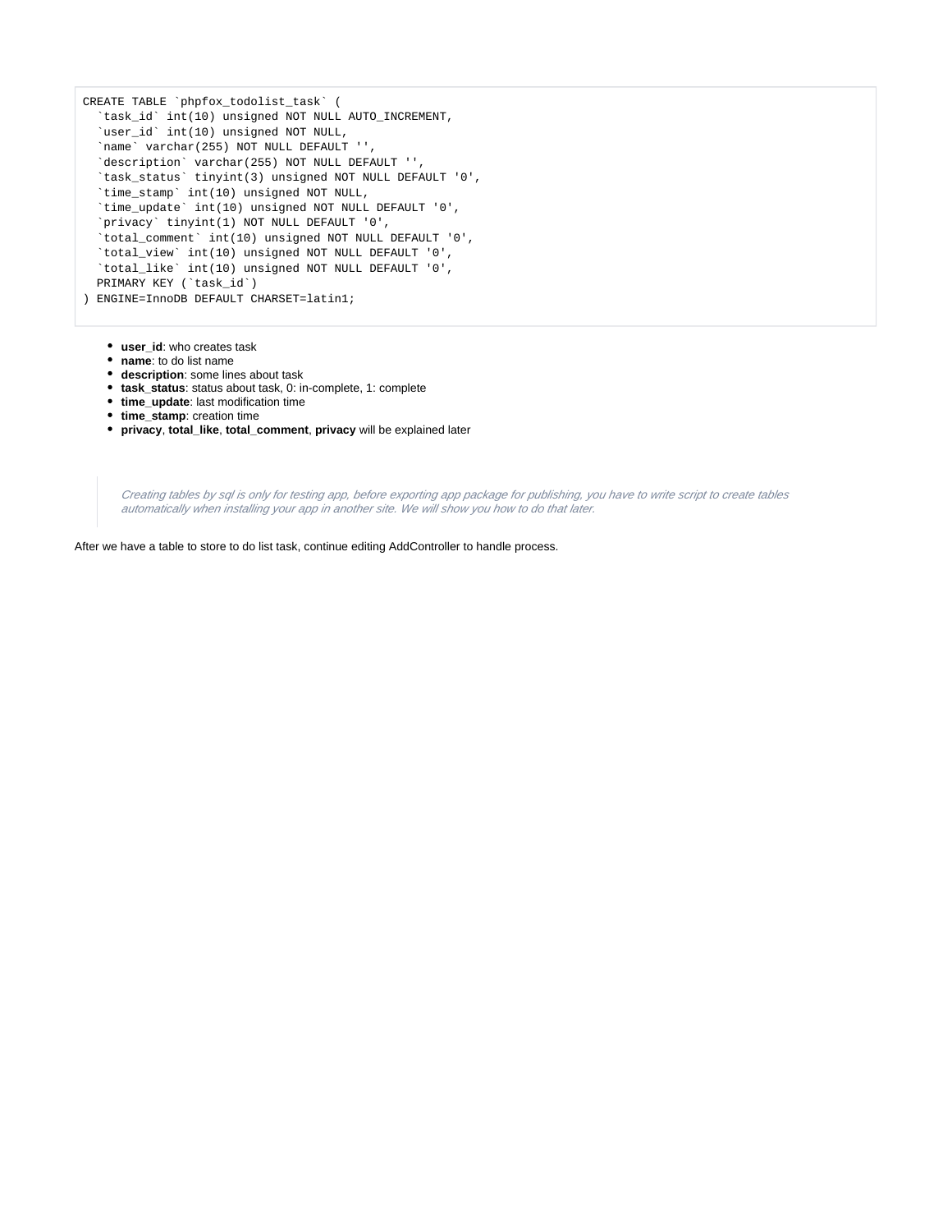```
CREATE TABLE `phpfox_todolist_task` (
  `task_id` int(10) unsigned NOT NULL AUTO_INCREMENT,
  `user_id` int(10) unsigned NOT NULL,
  `name` varchar(255) NOT NULL DEFAULT '',
  `description` varchar(255) NOT NULL DEFAULT '',
  `task_status` tinyint(3) unsigned NOT NULL DEFAULT '0',
  `time_stamp` int(10) unsigned NOT NULL,
  `time_update` int(10) unsigned NOT NULL DEFAULT '0',
  `privacy` tinyint(1) NOT NULL DEFAULT '0',
  `total_comment` int(10) unsigned NOT NULL DEFAULT '0',
  `total_view` int(10) unsigned NOT NULL DEFAULT '0',
  `total_like` int(10) unsigned NOT NULL DEFAULT '0',
  PRIMARY KEY (`task_id`)
) ENGINE=InnoDB DEFAULT CHARSET=latin1;
```

- **user_id**: who creates task
- **name**: to do list name
- **description**: some lines about task
- **task_status**: status about task, 0: in-complete, 1: complete
- **time_update**: last modification time
- **time_stamp**: creation time
- **privacy**, **total_like**, **total_comment**, **privacy** will be explained later

> *Creating tables by sql is only for testing app, before exporting app package for publishing, you have to write script to create tables automatically when installing your app in another site. We will show you how to do that later.*

After we have a table to store to do list task, continue editing AddController to handle process.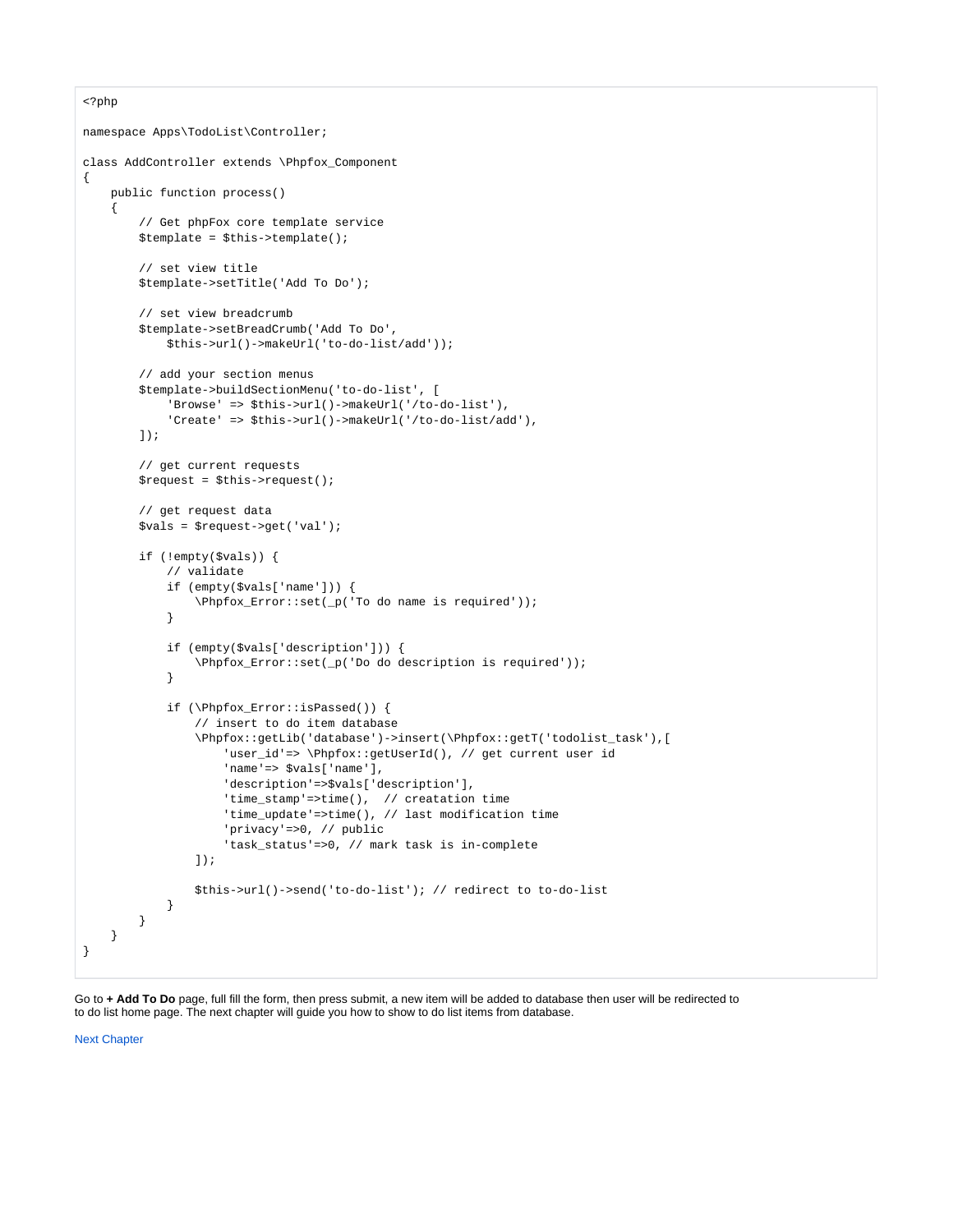```php
<?php

namespace Apps\TodoList\Controller;

class AddController extends \Phpfox_Component
{
    public function process()
    {
        // Get phpFox core template service
        $template = $this->template();

        // set view title
        $template->setTitle('Add To Do');

        // set view breadcrumb
        $template->setBreadCrumb('Add To Do',
            $this->url()->makeUrl('to-do-list/add'));

        // add your section menus
        $template->buildSectionMenu('to-do-list', [
            'Browse' => $this->url()->makeUrl('/to-do-list'),
            'Create' => $this->url()->makeUrl('/to-do-list/add'),
        ]);

        // get current requests
        $request = $this->request();

        // get request data
        $vals = $request->get('val');

        if (!empty($vals)) {
            // validate
            if (empty($vals['name'])) {
                \Phpfox_Error::set(_p('To do name is required'));
            }

            if (empty($vals['description'])) {
                \Phpfox_Error::set(_p('Do do description is required'));
            }

            if (\Phpfox_Error::isPassed()) {
                // insert to do item database
                \Phpfox::getLib('database')->insert(\Phpfox::getT('todolist_task'),[
                    'user_id'=> \Phpfox::getUserId(), // get current user id
                    'name'=> $vals['name'],
                    'description'=>$vals['description'],
                    'time_stamp'=>time(),  // creatation time
                    'time_update'=>time(), // last modification time
                    'privacy'=>0, // public
                    'task_status'=>0, // mark task is in-complete
                ]);

                $this->url()->send('to-do-list'); // redirect to to-do-list
            }
        }
    }
}
```

Go to **+ Add To Do** page, full fill the form, then press submit, a new item will be added to database then user will be redirected to to do list home page. The next chapter will guide you how to show to do list items from database.

Next Chapter